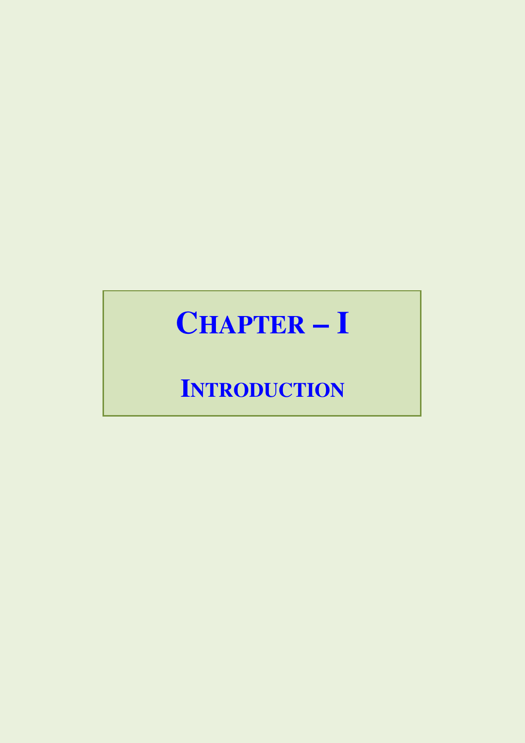# CHAPTER – I

## INTRODUCTION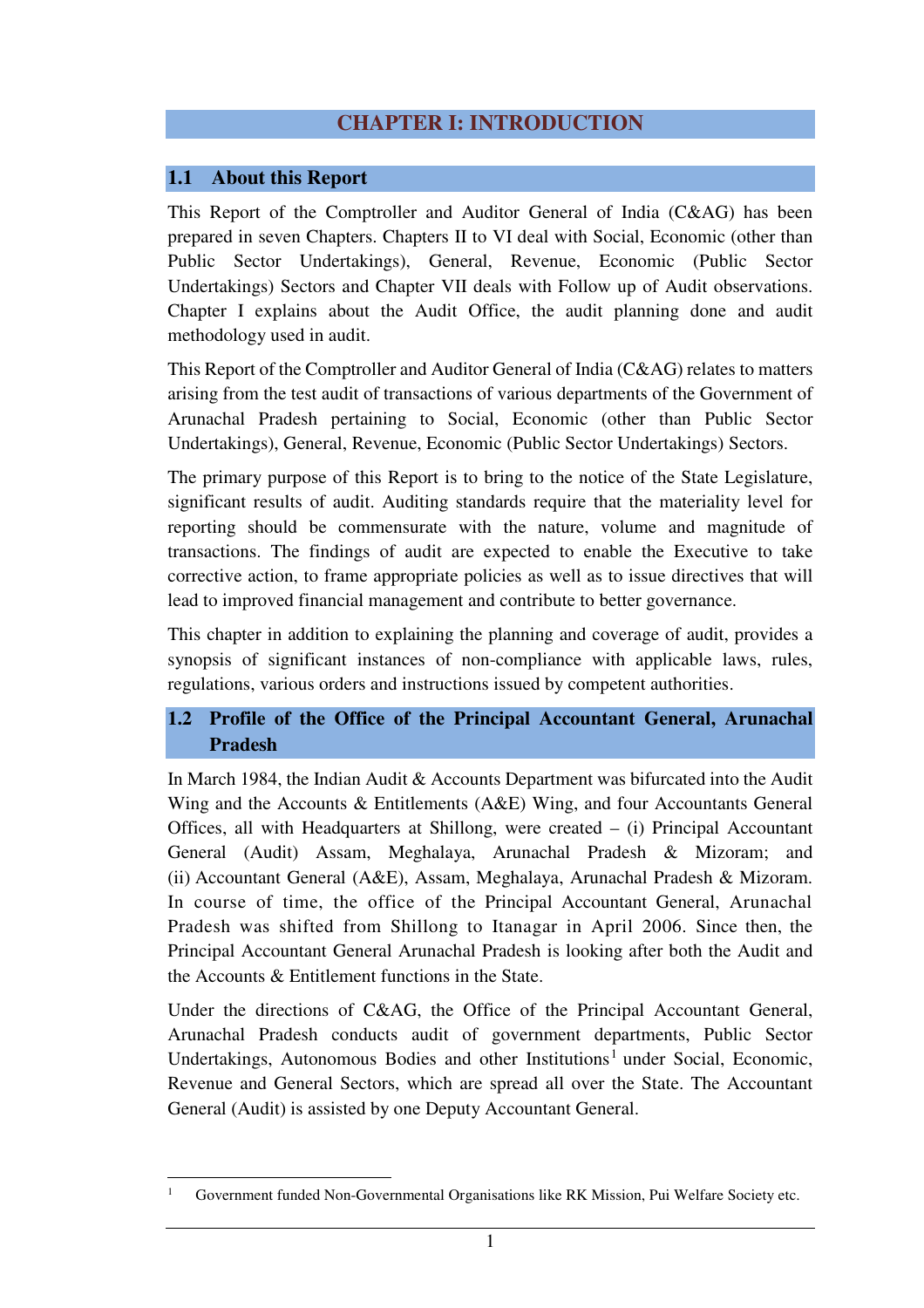# CHAPTER I: INTRODUCTION

## 1.1 About this Report

This Report of the Comptroller and Auditor General of India (C&AG) has been prepared in seven Chapters. Chapters II to VI deal with Social, Economic (other than Public Sector Undertakings), General, Revenue, Economic (Public Sector Undertakings) Sectors and Chapter VII deals with Follow up of Audit observations. Chapter I explains about the Audit Office, the audit planning done and audit methodology used in audit.

This Report of the Comptroller and Auditor General of India (C&AG) relates to matters arising from the test audit of transactions of various departments of the Government of Arunachal Pradesh pertaining to Social, Economic (other than Public Sector Undertakings), General, Revenue, Economic (Public Sector Undertakings) Sectors.

The primary purpose of this Report is to bring to the notice of the State Legislature, significant results of audit. Auditing standards require that the materiality level for reporting should be commensurate with the nature, volume and magnitude of transactions. The findings of audit are expected to enable the Executive to take corrective action, to frame appropriate policies as well as to issue directives that will lead to improved financial management and contribute to better governance.

This chapter in addition to explaining the planning and coverage of audit, provides a synopsis of significant instances of non-compliance with applicable laws, rules, regulations, various orders and instructions issued by competent authorities.

## 1.2 Profile of the Office of the Principal Accountant General, Arunachal Pradesh

In March 1984, the Indian Audit & Accounts Department was bifurcated into the Audit Wing and the Accounts & Entitlements (A&E) Wing, and four Accountants General Offices, all with Headquarters at Shillong, were created – (i) Principal Accountant General (Audit) Assam, Meghalaya, Arunachal Pradesh & Mizoram; and (ii) Accountant General (A&E), Assam, Meghalaya, Arunachal Pradesh & Mizoram. In course of time, the office of the Principal Accountant General, Arunachal Pradesh was shifted from Shillong to Itanagar in April 2006. Since then, the Principal Accountant General Arunachal Pradesh is looking after both the Audit and the Accounts & Entitlement functions in the State.

Under the directions of C&AG, the Office of the Principal Accountant General, Arunachal Pradesh conducts audit of government departments, Public Sector Undertakings, Autonomous Bodies and other Institutions[1] under Social, Economic, Revenue and General Sectors, which are spread all over the State. The Accountant General (Audit) is assisted by one Deputy Accountant General.

---

[1] Government funded Non-Governmental Organisations like RK Mission, Pui Welfare Society etc.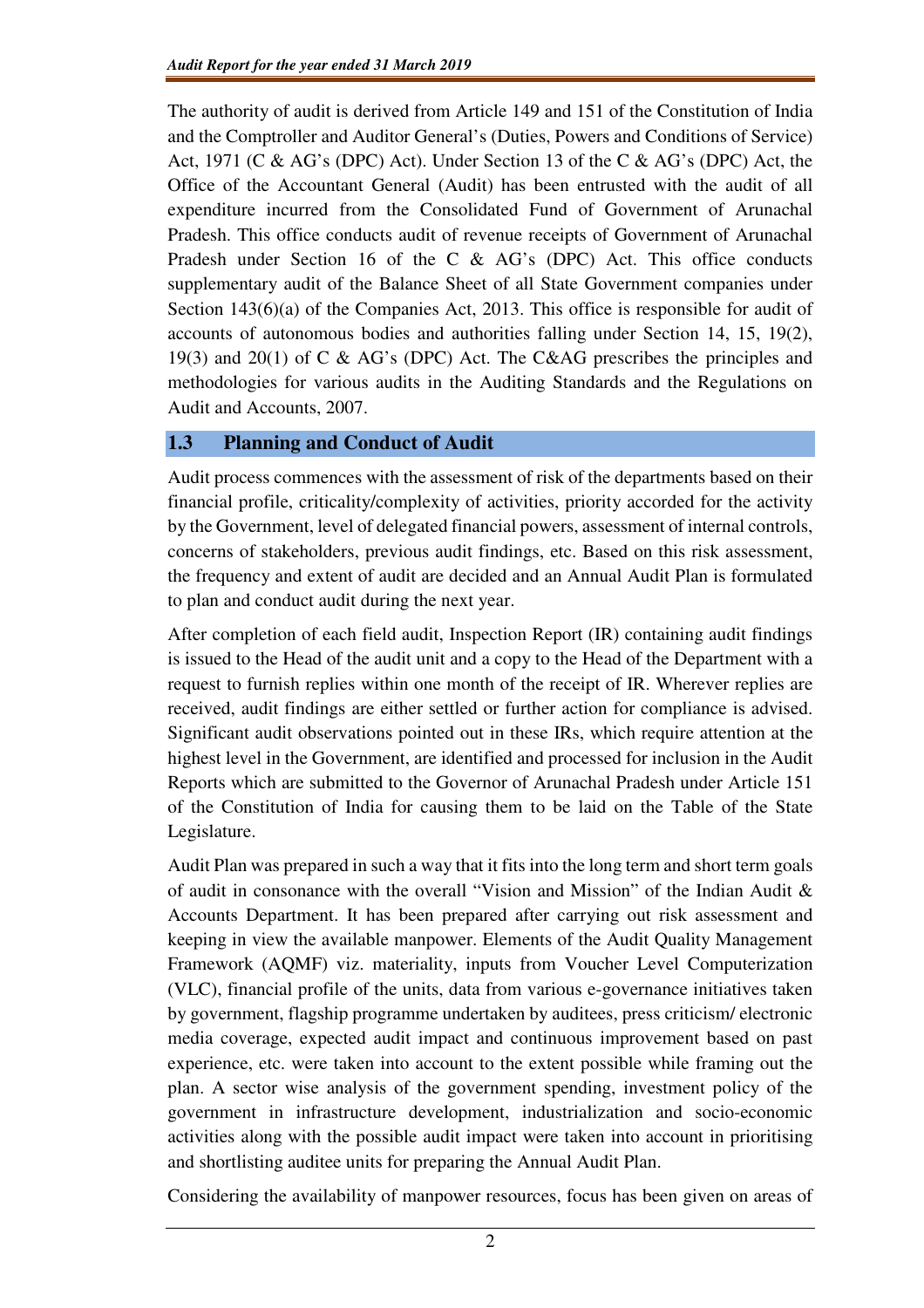The authority of audit is derived from Article 149 and 151 of the Constitution of India and the Comptroller and Auditor General's (Duties, Powers and Conditions of Service) Act, 1971 (C & AG's (DPC) Act). Under Section 13 of the C & AG's (DPC) Act, the Office of the Accountant General (Audit) has been entrusted with the audit of all expenditure incurred from the Consolidated Fund of Government of Arunachal Pradesh. This office conducts audit of revenue receipts of Government of Arunachal Pradesh under Section 16 of the C & AG's (DPC) Act. This office conducts supplementary audit of the Balance Sheet of all State Government companies under Section 143(6)(a) of the Companies Act, 2013. This office is responsible for audit of accounts of autonomous bodies and authorities falling under Section 14, 15, 19(2), 19(3) and 20(1) of C & AG's (DPC) Act. The C&AG prescribes the principles and methodologies for various audits in the Auditing Standards and the Regulations on Audit and Accounts, 2007.

## 1.3 Planning and Conduct of Audit

Audit process commences with the assessment of risk of the departments based on their financial profile, criticality/complexity of activities, priority accorded for the activity by the Government, level of delegated financial powers, assessment of internal controls, concerns of stakeholders, previous audit findings, etc. Based on this risk assessment, the frequency and extent of audit are decided and an Annual Audit Plan is formulated to plan and conduct audit during the next year.

After completion of each field audit, Inspection Report (IR) containing audit findings is issued to the Head of the audit unit and a copy to the Head of the Department with a request to furnish replies within one month of the receipt of IR. Wherever replies are received, audit findings are either settled or further action for compliance is advised. Significant audit observations pointed out in these IRs, which require attention at the highest level in the Government, are identified and processed for inclusion in the Audit Reports which are submitted to the Governor of Arunachal Pradesh under Article 151 of the Constitution of India for causing them to be laid on the Table of the State Legislature.

Audit Plan was prepared in such a way that it fits into the long term and short term goals of audit in consonance with the overall "Vision and Mission" of the Indian Audit & Accounts Department. It has been prepared after carrying out risk assessment and keeping in view the available manpower. Elements of the Audit Quality Management Framework (AQMF) viz. materiality, inputs from Voucher Level Computerization (VLC), financial profile of the units, data from various e-governance initiatives taken by government, flagship programme undertaken by auditees, press criticism/ electronic media coverage, expected audit impact and continuous improvement based on past experience, etc. were taken into account to the extent possible while framing out the plan. A sector wise analysis of the government spending, investment policy of the government in infrastructure development, industrialization and socio-economic activities along with the possible audit impact were taken into account in prioritising and shortlisting auditee units for preparing the Annual Audit Plan.

Considering the availability of manpower resources, focus has been given on areas of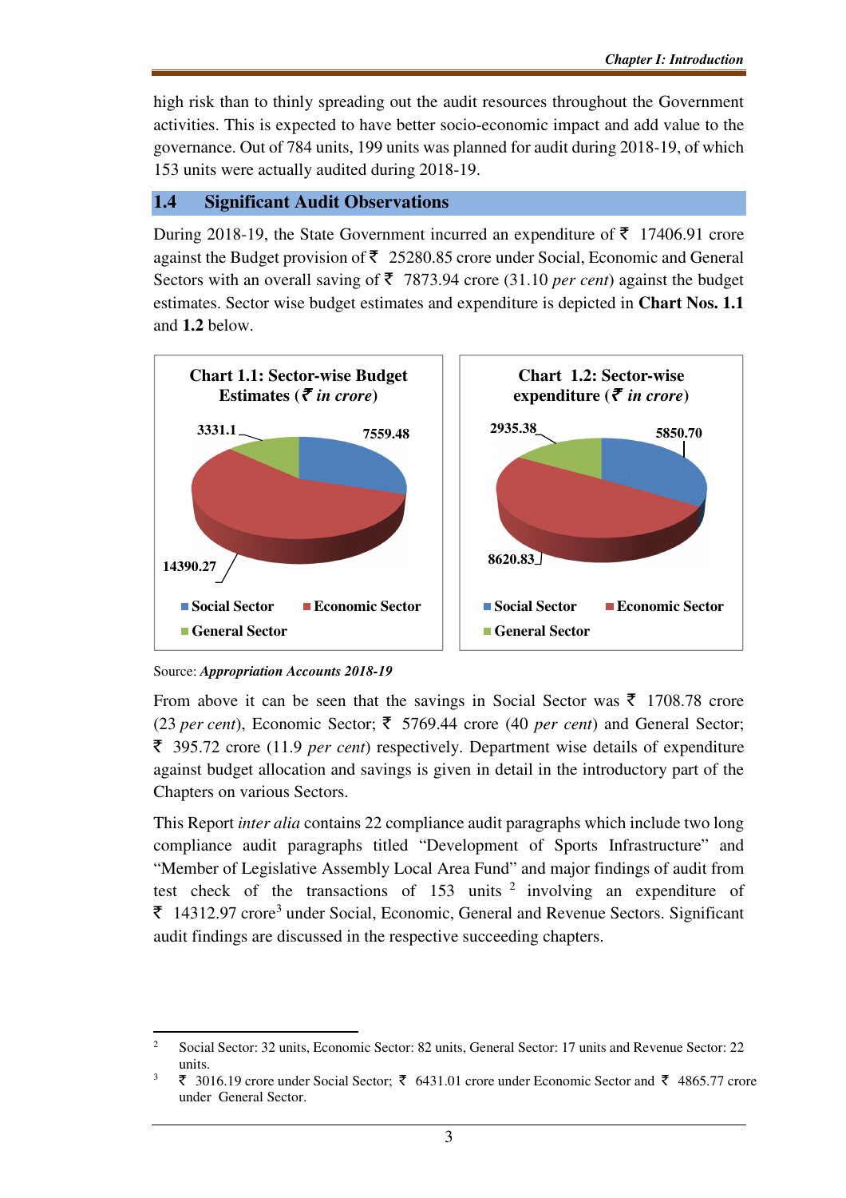high risk than to thinly spreading out the audit resources throughout the Government activities. This is expected to have better socio-economic impact and add value to the governance. Out of 784 units, 199 units was planned for audit during 2018-19, of which 153 units were actually audited during 2018-19.

## 1.4 Significant Audit Observations

During 2018-19, the State Government incurred an expenditure of ₹ 17406.91 crore against the Budget provision of ₹ 25280.85 crore under Social, Economic and General Sectors with an overall saving of ₹ 7873.94 crore (31.10 *per cent*) against the budget estimates. Sector wise budget estimates and expenditure is depicted in **Chart Nos. 1.1** and **1.2** below.

**Chart 1.1: Sector-wise Budget Estimates (₹ *in crore*)**

3331.1

7559.48

14390.27

Social Sector
Economic Sector
General Sector

**Chart 1.2: Sector-wise expenditure (₹ *in crore*)**

2935.38

5850.70

8620.83

Social Sector
Economic Sector
General Sector

Source: ***Appropriation Accounts 2018-19***

From above it can be seen that the savings in Social Sector was ₹ 1708.78 crore (23 *per cent*), Economic Sector; ₹ 5769.44 crore (40 *per cent*) and General Sector; ₹ 395.72 crore (11.9 *per cent*) respectively. Department wise details of expenditure against budget allocation and savings is given in detail in the introductory part of the Chapters on various Sectors.

This Report *inter alia* contains 22 compliance audit paragraphs which include two long compliance audit paragraphs titled "Development of Sports Infrastructure" and "Member of Legislative Assembly Local Area Fund" and major findings of audit from test check of the transactions of 153 units [2] involving an expenditure of ₹ 14312.97 crore[3] under Social, Economic, General and Revenue Sectors. Significant audit findings are discussed in the respective succeeding chapters.

---

[2] Social Sector: 32 units, Economic Sector: 82 units, General Sector: 17 units and Revenue Sector: 22 units.

[3] ₹ 3016.19 crore under Social Sector; ₹ 6431.01 crore under Economic Sector and ₹ 4865.77 crore under General Sector.